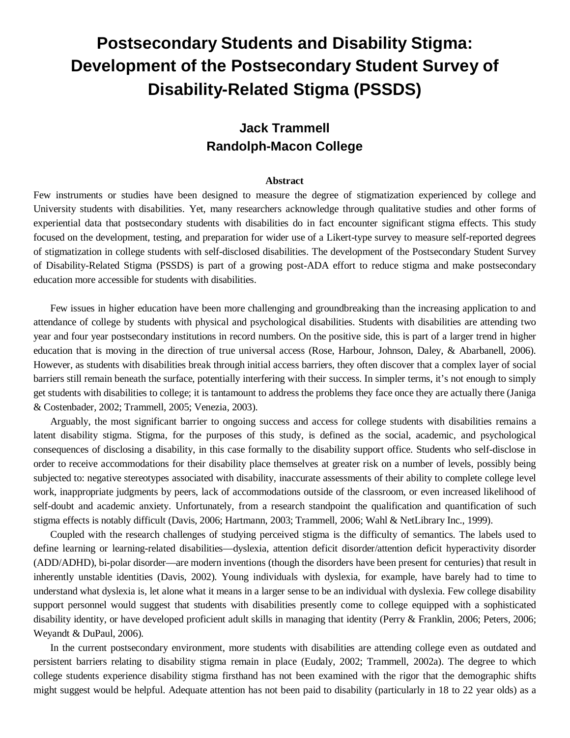# Postsecondary Students and Disability Stigma: Development of the Postsecondary Student Survey of Disability-Related Stigma (PSSDS)

**Jack Trammell**
**Randolph-Macon College**

### Abstract

Few instruments or studies have been designed to measure the degree of stigmatization experienced by college and University students with disabilities. Yet, many researchers acknowledge through qualitative studies and other forms of experiential data that postsecondary students with disabilities do in fact encounter significant stigma effects. This study focused on the development, testing, and preparation for wider use of a Likert-type survey to measure self-reported degrees of stigmatization in college students with self-disclosed disabilities. The development of the Postsecondary Student Survey of Disability-Related Stigma (PSSDS) is part of a growing post-ADA effort to reduce stigma and make postsecondary education more accessible for students with disabilities.

Few issues in higher education have been more challenging and groundbreaking than the increasing application to and attendance of college by students with physical and psychological disabilities. Students with disabilities are attending two year and four year postsecondary institutions in record numbers. On the positive side, this is part of a larger trend in higher education that is moving in the direction of true universal access (Rose, Harbour, Johnson, Daley, & Abarbanell, 2006). However, as students with disabilities break through initial access barriers, they often discover that a complex layer of social barriers still remain beneath the surface, potentially interfering with their success. In simpler terms, it's not enough to simply get students with disabilities to college; it is tantamount to address the problems they face once they are actually there (Janiga & Costenbader, 2002; Trammell, 2005; Venezia, 2003).

Arguably, the most significant barrier to ongoing success and access for college students with disabilities remains a latent disability stigma. Stigma, for the purposes of this study, is defined as the social, academic, and psychological consequences of disclosing a disability, in this case formally to the disability support office. Students who self-disclose in order to receive accommodations for their disability place themselves at greater risk on a number of levels, possibly being subjected to: negative stereotypes associated with disability, inaccurate assessments of their ability to complete college level work, inappropriate judgments by peers, lack of accommodations outside of the classroom, or even increased likelihood of self-doubt and academic anxiety. Unfortunately, from a research standpoint the qualification and quantification of such stigma effects is notably difficult (Davis, 2006; Hartmann, 2003; Trammell, 2006; Wahl & NetLibrary Inc., 1999).

Coupled with the research challenges of studying perceived stigma is the difficulty of semantics. The labels used to define learning or learning-related disabilities—dyslexia, attention deficit disorder/attention deficit hyperactivity disorder (ADD/ADHD), bi-polar disorder—are modern inventions (though the disorders have been present for centuries) that result in inherently unstable identities (Davis, 2002). Young individuals with dyslexia, for example, have barely had to time to understand what dyslexia is, let alone what it means in a larger sense to be an individual with dyslexia. Few college disability support personnel would suggest that students with disabilities presently come to college equipped with a sophisticated disability identity, or have developed proficient adult skills in managing that identity (Perry & Franklin, 2006; Peters, 2006; Weyandt & DuPaul, 2006).

In the current postsecondary environment, more students with disabilities are attending college even as outdated and persistent barriers relating to disability stigma remain in place (Eudaly, 2002; Trammell, 2002a). The degree to which college students experience disability stigma firsthand has not been examined with the rigor that the demographic shifts might suggest would be helpful. Adequate attention has not been paid to disability (particularly in 18 to 22 year olds) as a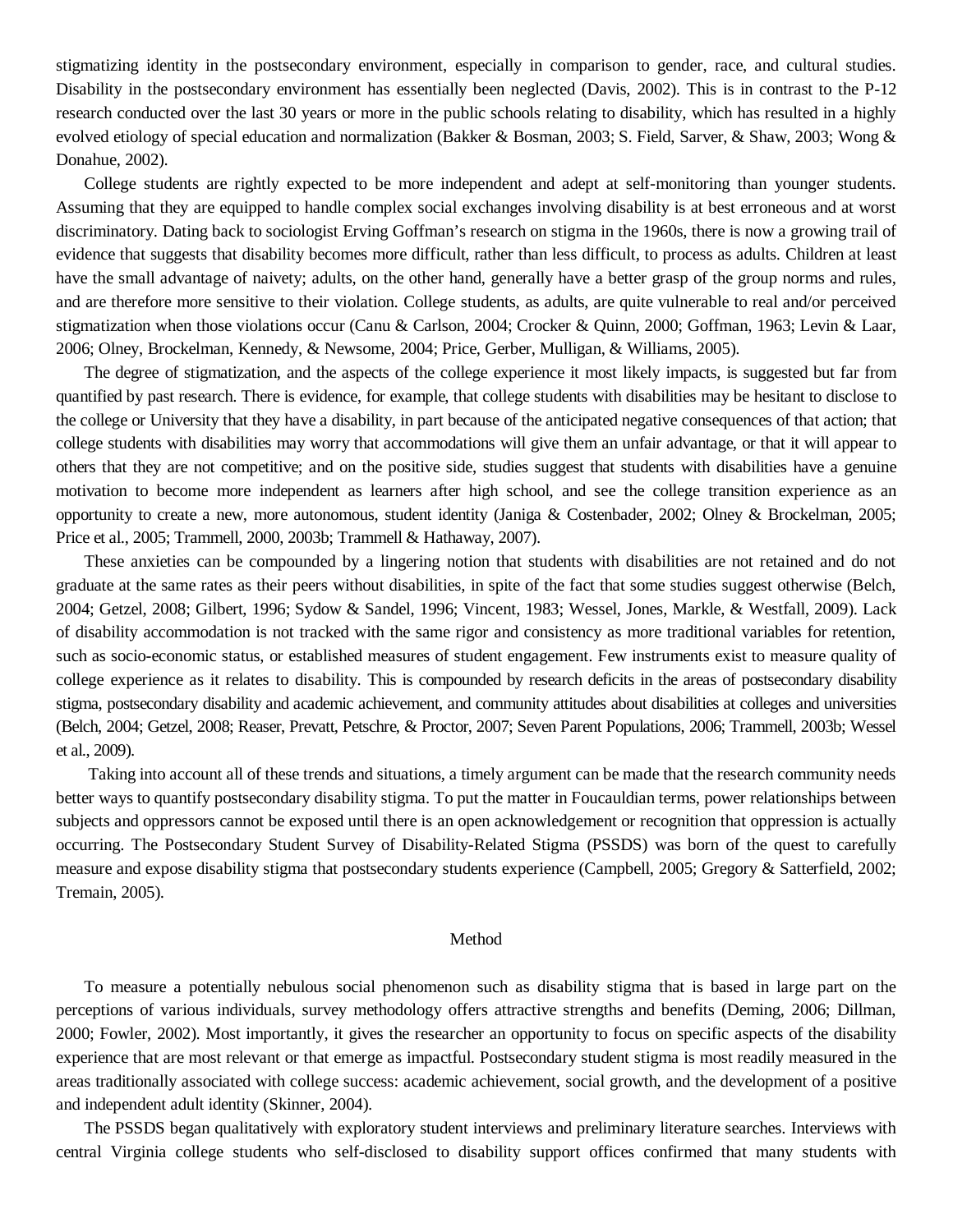stigmatizing identity in the postsecondary environment, especially in comparison to gender, race, and cultural studies. Disability in the postsecondary environment has essentially been neglected (Davis, 2002). This is in contrast to the P-12 research conducted over the last 30 years or more in the public schools relating to disability, which has resulted in a highly evolved etiology of special education and normalization (Bakker & Bosman, 2003; S. Field, Sarver, & Shaw, 2003; Wong & Donahue, 2002).

College students are rightly expected to be more independent and adept at self-monitoring than younger students. Assuming that they are equipped to handle complex social exchanges involving disability is at best erroneous and at worst discriminatory. Dating back to sociologist Erving Goffman's research on stigma in the 1960s, there is now a growing trail of evidence that suggests that disability becomes more difficult, rather than less difficult, to process as adults. Children at least have the small advantage of naivety; adults, on the other hand, generally have a better grasp of the group norms and rules, and are therefore more sensitive to their violation. College students, as adults, are quite vulnerable to real and/or perceived stigmatization when those violations occur (Canu & Carlson, 2004; Crocker & Quinn, 2000; Goffman, 1963; Levin & Laar, 2006; Olney, Brockelman, Kennedy, & Newsome, 2004; Price, Gerber, Mulligan, & Williams, 2005).

The degree of stigmatization, and the aspects of the college experience it most likely impacts, is suggested but far from quantified by past research. There is evidence, for example, that college students with disabilities may be hesitant to disclose to the college or University that they have a disability, in part because of the anticipated negative consequences of that action; that college students with disabilities may worry that accommodations will give them an unfair advantage, or that it will appear to others that they are not competitive; and on the positive side, studies suggest that students with disabilities have a genuine motivation to become more independent as learners after high school, and see the college transition experience as an opportunity to create a new, more autonomous, student identity (Janiga & Costenbader, 2002; Olney & Brockelman, 2005; Price et al., 2005; Trammell, 2000, 2003b; Trammell & Hathaway, 2007).

These anxieties can be compounded by a lingering notion that students with disabilities are not retained and do not graduate at the same rates as their peers without disabilities, in spite of the fact that some studies suggest otherwise (Belch, 2004; Getzel, 2008; Gilbert, 1996; Sydow & Sandel, 1996; Vincent, 1983; Wessel, Jones, Markle, & Westfall, 2009). Lack of disability accommodation is not tracked with the same rigor and consistency as more traditional variables for retention, such as socio-economic status, or established measures of student engagement. Few instruments exist to measure quality of college experience as it relates to disability. This is compounded by research deficits in the areas of postsecondary disability stigma, postsecondary disability and academic achievement, and community attitudes about disabilities at colleges and universities (Belch, 2004; Getzel, 2008; Reaser, Prevatt, Petschre, & Proctor, 2007; Seven Parent Populations, 2006; Trammell, 2003b; Wessel et al., 2009).

Taking into account all of these trends and situations, a timely argument can be made that the research community needs better ways to quantify postsecondary disability stigma. To put the matter in Foucauldian terms, power relationships between subjects and oppressors cannot be exposed until there is an open acknowledgement or recognition that oppression is actually occurring. The Postsecondary Student Survey of Disability-Related Stigma (PSSDS) was born of the quest to carefully measure and expose disability stigma that postsecondary students experience (Campbell, 2005; Gregory & Satterfield, 2002; Tremain, 2005).

## Method

To measure a potentially nebulous social phenomenon such as disability stigma that is based in large part on the perceptions of various individuals, survey methodology offers attractive strengths and benefits (Deming, 2006; Dillman, 2000; Fowler, 2002). Most importantly, it gives the researcher an opportunity to focus on specific aspects of the disability experience that are most relevant or that emerge as impactful. Postsecondary student stigma is most readily measured in the areas traditionally associated with college success: academic achievement, social growth, and the development of a positive and independent adult identity (Skinner, 2004).

The PSSDS began qualitatively with exploratory student interviews and preliminary literature searches. Interviews with central Virginia college students who self-disclosed to disability support offices confirmed that many students with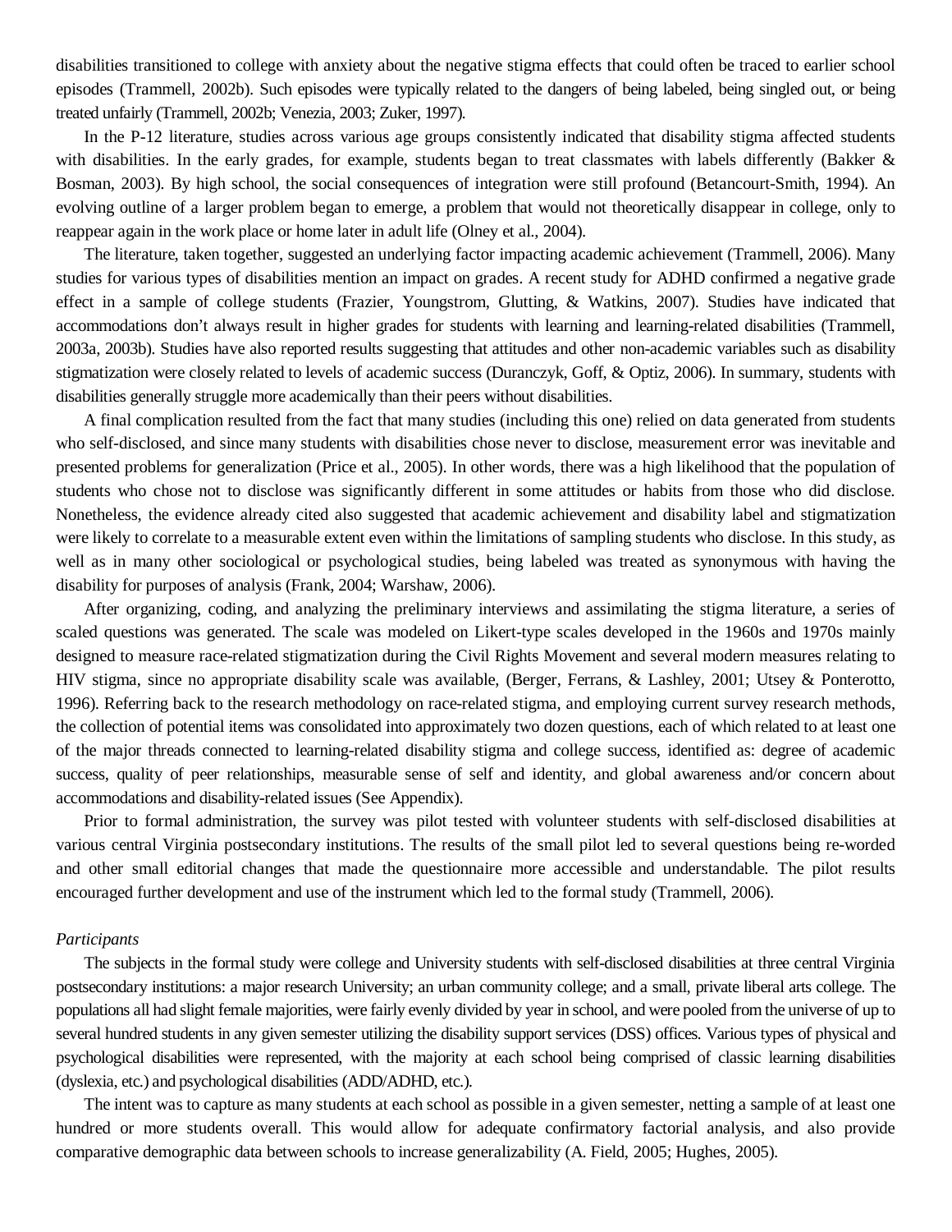disabilities transitioned to college with anxiety about the negative stigma effects that could often be traced to earlier school episodes (Trammell, 2002b). Such episodes were typically related to the dangers of being labeled, being singled out, or being treated unfairly (Trammell, 2002b; Venezia, 2003; Zuker, 1997).

In the P-12 literature, studies across various age groups consistently indicated that disability stigma affected students with disabilities. In the early grades, for example, students began to treat classmates with labels differently (Bakker & Bosman, 2003). By high school, the social consequences of integration were still profound (Betancourt-Smith, 1994). An evolving outline of a larger problem began to emerge, a problem that would not theoretically disappear in college, only to reappear again in the work place or home later in adult life (Olney et al., 2004).

The literature, taken together, suggested an underlying factor impacting academic achievement (Trammell, 2006). Many studies for various types of disabilities mention an impact on grades. A recent study for ADHD confirmed a negative grade effect in a sample of college students (Frazier, Youngstrom, Glutting, & Watkins, 2007). Studies have indicated that accommodations don't always result in higher grades for students with learning and learning-related disabilities (Trammell, 2003a, 2003b). Studies have also reported results suggesting that attitudes and other non-academic variables such as disability stigmatization were closely related to levels of academic success (Duranczyk, Goff, & Optiz, 2006). In summary, students with disabilities generally struggle more academically than their peers without disabilities.

A final complication resulted from the fact that many studies (including this one) relied on data generated from students who self-disclosed, and since many students with disabilities chose never to disclose, measurement error was inevitable and presented problems for generalization (Price et al., 2005). In other words, there was a high likelihood that the population of students who chose not to disclose was significantly different in some attitudes or habits from those who did disclose. Nonetheless, the evidence already cited also suggested that academic achievement and disability label and stigmatization were likely to correlate to a measurable extent even within the limitations of sampling students who disclose. In this study, as well as in many other sociological or psychological studies, being labeled was treated as synonymous with having the disability for purposes of analysis (Frank, 2004; Warshaw, 2006).

After organizing, coding, and analyzing the preliminary interviews and assimilating the stigma literature, a series of scaled questions was generated. The scale was modeled on Likert-type scales developed in the 1960s and 1970s mainly designed to measure race-related stigmatization during the Civil Rights Movement and several modern measures relating to HIV stigma, since no appropriate disability scale was available, (Berger, Ferrans, & Lashley, 2001; Utsey & Ponterotto, 1996). Referring back to the research methodology on race-related stigma, and employing current survey research methods, the collection of potential items was consolidated into approximately two dozen questions, each of which related to at least one of the major threads connected to learning-related disability stigma and college success, identified as: degree of academic success, quality of peer relationships, measurable sense of self and identity, and global awareness and/or concern about accommodations and disability-related issues (See Appendix).

Prior to formal administration, the survey was pilot tested with volunteer students with self-disclosed disabilities at various central Virginia postsecondary institutions. The results of the small pilot led to several questions being re-worded and other small editorial changes that made the questionnaire more accessible and understandable. The pilot results encouraged further development and use of the instrument which led to the formal study (Trammell, 2006).

### *Participants*

The subjects in the formal study were college and University students with self-disclosed disabilities at three central Virginia postsecondary institutions: a major research University; an urban community college; and a small, private liberal arts college. The populations all had slight female majorities, were fairly evenly divided by year in school, and were pooled from the universe of up to several hundred students in any given semester utilizing the disability support services (DSS) offices. Various types of physical and psychological disabilities were represented, with the majority at each school being comprised of classic learning disabilities (dyslexia, etc.) and psychological disabilities (ADD/ADHD, etc.).

The intent was to capture as many students at each school as possible in a given semester, netting a sample of at least one hundred or more students overall. This would allow for adequate confirmatory factorial analysis, and also provide comparative demographic data between schools to increase generalizability (A. Field, 2005; Hughes, 2005).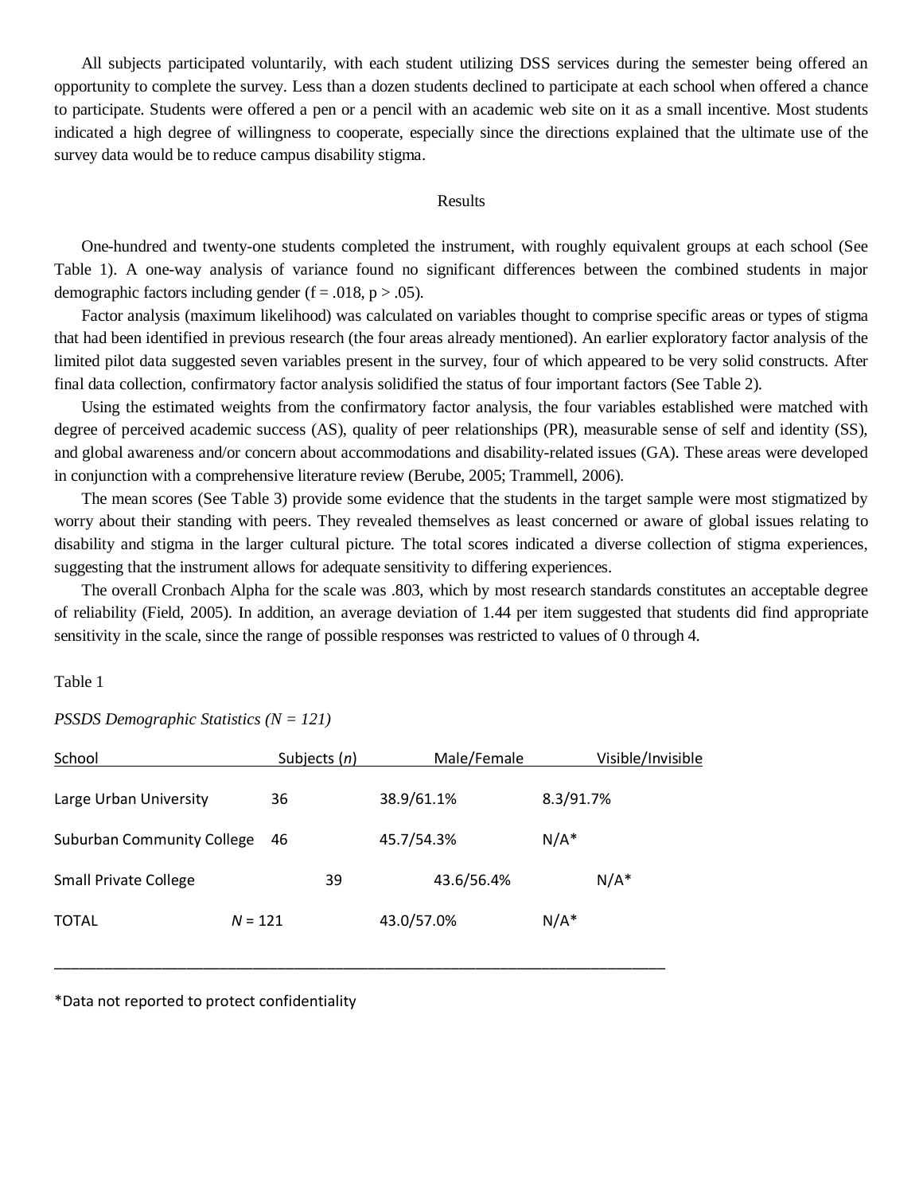All subjects participated voluntarily, with each student utilizing DSS services during the semester being offered an opportunity to complete the survey. Less than a dozen students declined to participate at each school when offered a chance to participate. Students were offered a pen or a pencil with an academic web site on it as a small incentive. Most students indicated a high degree of willingness to cooperate, especially since the directions explained that the ultimate use of the survey data would be to reduce campus disability stigma.

## Results

One-hundred and twenty-one students completed the instrument, with roughly equivalent groups at each school (See Table 1). A one-way analysis of variance found no significant differences between the combined students in major demographic factors including gender ($f = .018$, $p > .05$).

Factor analysis (maximum likelihood) was calculated on variables thought to comprise specific areas or types of stigma that had been identified in previous research (the four areas already mentioned). An earlier exploratory factor analysis of the limited pilot data suggested seven variables present in the survey, four of which appeared to be very solid constructs. After final data collection, confirmatory factor analysis solidified the status of four important factors (See Table 2).

Using the estimated weights from the confirmatory factor analysis, the four variables established were matched with degree of perceived academic success (AS), quality of peer relationships (PR), measurable sense of self and identity (SS), and global awareness and/or concern about accommodations and disability-related issues (GA). These areas were developed in conjunction with a comprehensive literature review (Berube, 2005; Trammell, 2006).

The mean scores (See Table 3) provide some evidence that the students in the target sample were most stigmatized by worry about their standing with peers. They revealed themselves as least concerned or aware of global issues relating to disability and stigma in the larger cultural picture. The total scores indicated a diverse collection of stigma experiences, suggesting that the instrument allows for adequate sensitivity to differing experiences.

The overall Cronbach Alpha for the scale was .803, which by most research standards constitutes an acceptable degree of reliability (Field, 2005). In addition, an average deviation of 1.44 per item suggested that students did find appropriate sensitivity in the scale, since the range of possible responses was restricted to values of 0 through 4.

Table 1

*PSSDS Demographic Statistics (N = 121)*

| School | Subjects (*n*) | Male/Female | Visible/Invisible |
|---|---|---|---|
| Large Urban University | 36 | 38.9/61.1% | 8.3/91.7% |
| Suburban Community College | 46 | 45.7/54.3% | N/A* |
| Small Private College | 39 | 43.6/56.4% | N/A* |
| TOTAL | *N* = 121 | 43.0/57.0% | N/A* |

*Data not reported to protect confidentiality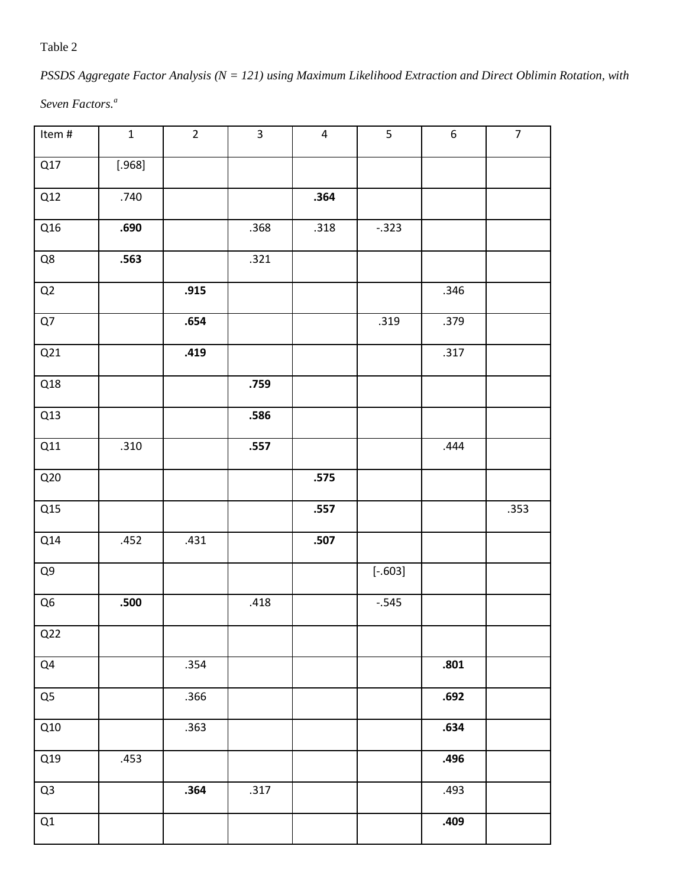Table 2

*PSSDS Aggregate Factor Analysis (N = 121) using Maximum Likelihood Extraction and Direct Oblimin Rotation, with Seven Factors.*[a]

| Item # | 1 | 2 | 3 | 4 | 5 | 6 | 7 |
|---|---|---|---|---|---|---|---|
| Q17 | [.968] | | | | | | |
| Q12 | .740 | | | **.364** | | | |
| Q16 | **.690** | | .368 | .318 | -.323 | | |
| Q8 | **.563** | | .321 | | | | |
| Q2 | | **.915** | | | | .346 | |
| Q7 | | **.654** | | | .319 | .379 | |
| Q21 | | **.419** | | | | .317 | |
| Q18 | | | **.759** | | | | |
| Q13 | | | **.586** | | | | |
| Q11 | .310 | | **.557** | | | .444 | |
| Q20 | | | | **.575** | | | |
| Q15 | | | | **.557** | | | .353 |
| Q14 | .452 | .431 | | **.507** | | | |
| Q9 | | | | | [-.603] | | |
| Q6 | **.500** | | .418 | | -.545 | | |
| Q22 | | | | | | | |
| Q4 | | .354 | | | | **.801** | |
| Q5 | | .366 | | | | **.692** | |
| Q10 | | .363 | | | | **.634** | |
| Q19 | .453 | | | | | **.496** | |
| Q3 | | **.364** | .317 | | | .493 | |
| Q1 | | | | | | **.409** | |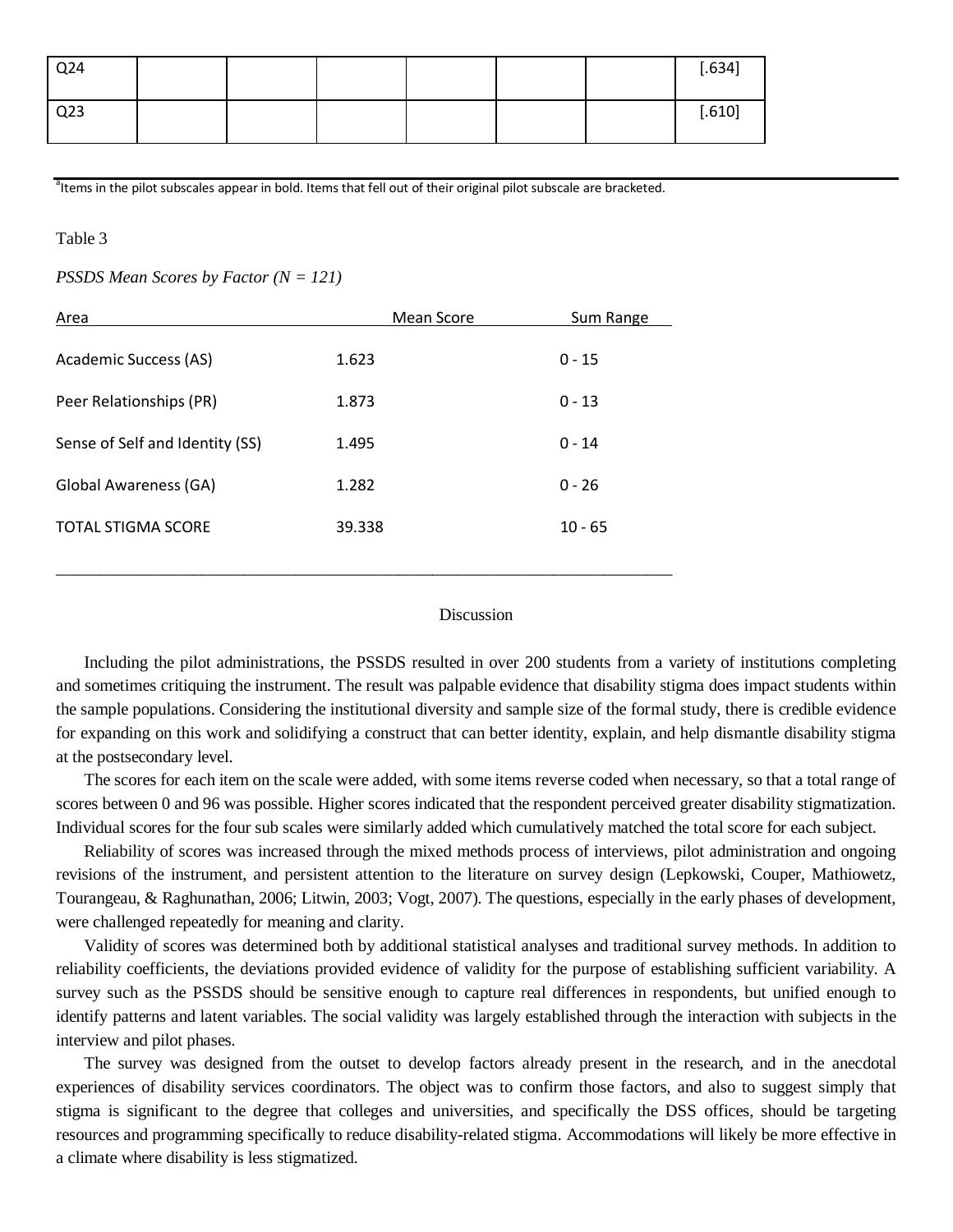| Q24 | | | | | | | [.634] |
|---|---|---|---|---|---|---|---|
| Q23 | | | | | | | [.610] |

[a]Items in the pilot subscales appear in bold. Items that fell out of their original pilot subscale are bracketed.

Table 3

*PSSDS Mean Scores by Factor (N = 121)*

| Area | Mean Score | Sum Range |
|---|---|---|
| Academic Success (AS) | 1.623 | 0 - 15 |
| Peer Relationships (PR) | 1.873 | 0 - 13 |
| Sense of Self and Identity (SS) | 1.495 | 0 - 14 |
| Global Awareness (GA) | 1.282 | 0 - 26 |
| TOTAL STIGMA SCORE | 39.338 | 10 - 65 |

## Discussion

Including the pilot administrations, the PSSDS resulted in over 200 students from a variety of institutions completing and sometimes critiquing the instrument. The result was palpable evidence that disability stigma does impact students within the sample populations. Considering the institutional diversity and sample size of the formal study, there is credible evidence for expanding on this work and solidifying a construct that can better identity, explain, and help dismantle disability stigma at the postsecondary level.

The scores for each item on the scale were added, with some items reverse coded when necessary, so that a total range of scores between 0 and 96 was possible. Higher scores indicated that the respondent perceived greater disability stigmatization. Individual scores for the four sub scales were similarly added which cumulatively matched the total score for each subject.

Reliability of scores was increased through the mixed methods process of interviews, pilot administration and ongoing revisions of the instrument, and persistent attention to the literature on survey design (Lepkowski, Couper, Mathiowetz, Tourangeau, & Raghunathan, 2006; Litwin, 2003; Vogt, 2007). The questions, especially in the early phases of development, were challenged repeatedly for meaning and clarity.

Validity of scores was determined both by additional statistical analyses and traditional survey methods. In addition to reliability coefficients, the deviations provided evidence of validity for the purpose of establishing sufficient variability. A survey such as the PSSDS should be sensitive enough to capture real differences in respondents, but unified enough to identify patterns and latent variables. The social validity was largely established through the interaction with subjects in the interview and pilot phases.

The survey was designed from the outset to develop factors already present in the research, and in the anecdotal experiences of disability services coordinators. The object was to confirm those factors, and also to suggest simply that stigma is significant to the degree that colleges and universities, and specifically the DSS offices, should be targeting resources and programming specifically to reduce disability-related stigma. Accommodations will likely be more effective in a climate where disability is less stigmatized.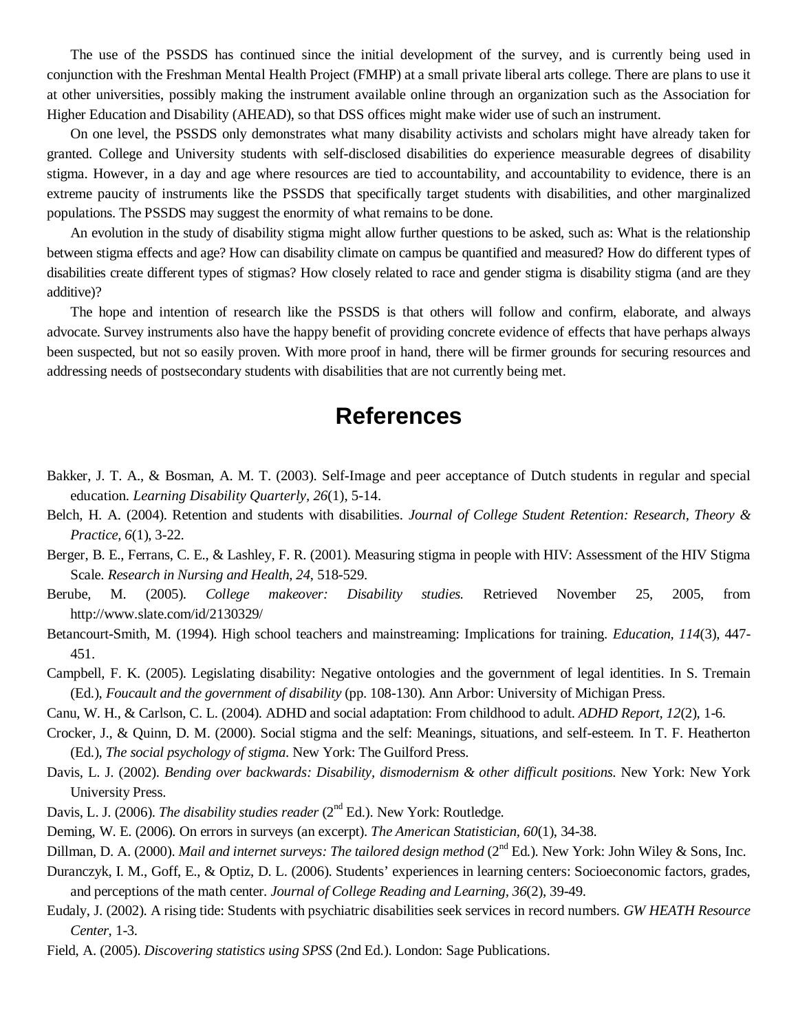The use of the PSSDS has continued since the initial development of the survey, and is currently being used in conjunction with the Freshman Mental Health Project (FMHP) at a small private liberal arts college. There are plans to use it at other universities, possibly making the instrument available online through an organization such as the Association for Higher Education and Disability (AHEAD), so that DSS offices might make wider use of such an instrument.

On one level, the PSSDS only demonstrates what many disability activists and scholars might have already taken for granted. College and University students with self-disclosed disabilities do experience measurable degrees of disability stigma. However, in a day and age where resources are tied to accountability, and accountability to evidence, there is an extreme paucity of instruments like the PSSDS that specifically target students with disabilities, and other marginalized populations. The PSSDS may suggest the enormity of what remains to be done.

An evolution in the study of disability stigma might allow further questions to be asked, such as: What is the relationship between stigma effects and age? How can disability climate on campus be quantified and measured? How do different types of disabilities create different types of stigmas? How closely related to race and gender stigma is disability stigma (and are they additive)?

The hope and intention of research like the PSSDS is that others will follow and confirm, elaborate, and always advocate. Survey instruments also have the happy benefit of providing concrete evidence of effects that have perhaps always been suspected, but not so easily proven. With more proof in hand, there will be firmer grounds for securing resources and addressing needs of postsecondary students with disabilities that are not currently being met.

## References

Bakker, J. T. A., & Bosman, A. M. T. (2003). Self-Image and peer acceptance of Dutch students in regular and special education. *Learning Disability Quarterly, 26*(1), 5-14.

Belch, H. A. (2004). Retention and students with disabilities. *Journal of College Student Retention: Research, Theory & Practice, 6*(1), 3-22.

Berger, B. E., Ferrans, C. E., & Lashley, F. R. (2001). Measuring stigma in people with HIV: Assessment of the HIV Stigma Scale. *Research in Nursing and Health, 24*, 518-529.

Berube, M. (2005). *College makeover: Disability studies.* Retrieved November 25, 2005, from http://www.slate.com/id/2130329/

Betancourt-Smith, M. (1994). High school teachers and mainstreaming: Implications for training. *Education, 114*(3), 447-451.

Campbell, F. K. (2005). Legislating disability: Negative ontologies and the government of legal identities. In S. Tremain (Ed.), *Foucault and the government of disability* (pp. 108-130). Ann Arbor: University of Michigan Press.

Canu, W. H., & Carlson, C. L. (2004). ADHD and social adaptation: From childhood to adult. *ADHD Report, 12*(2), 1-6.

Crocker, J., & Quinn, D. M. (2000). Social stigma and the self: Meanings, situations, and self-esteem. In T. F. Heatherton (Ed.), *The social psychology of stigma*. New York: The Guilford Press.

Davis, L. J. (2002). *Bending over backwards: Disability, dismodernism & other difficult positions.* New York: New York University Press.

Davis, L. J. (2006). *The disability studies reader* (2nd Ed.). New York: Routledge.

Deming, W. E. (2006). On errors in surveys (an excerpt). *The American Statistician, 60*(1), 34-38.

Dillman, D. A. (2000). *Mail and internet surveys: The tailored design method* (2nd Ed.). New York: John Wiley & Sons, Inc.

Duranczyk, I. M., Goff, E., & Optiz, D. L. (2006). Students' experiences in learning centers: Socioeconomic factors, grades, and perceptions of the math center. *Journal of College Reading and Learning, 36*(2), 39-49.

Eudaly, J. (2002). A rising tide: Students with psychiatric disabilities seek services in record numbers. *GW HEATH Resource Center*, 1-3.

Field, A. (2005). *Discovering statistics using SPSS* (2nd Ed.). London: Sage Publications.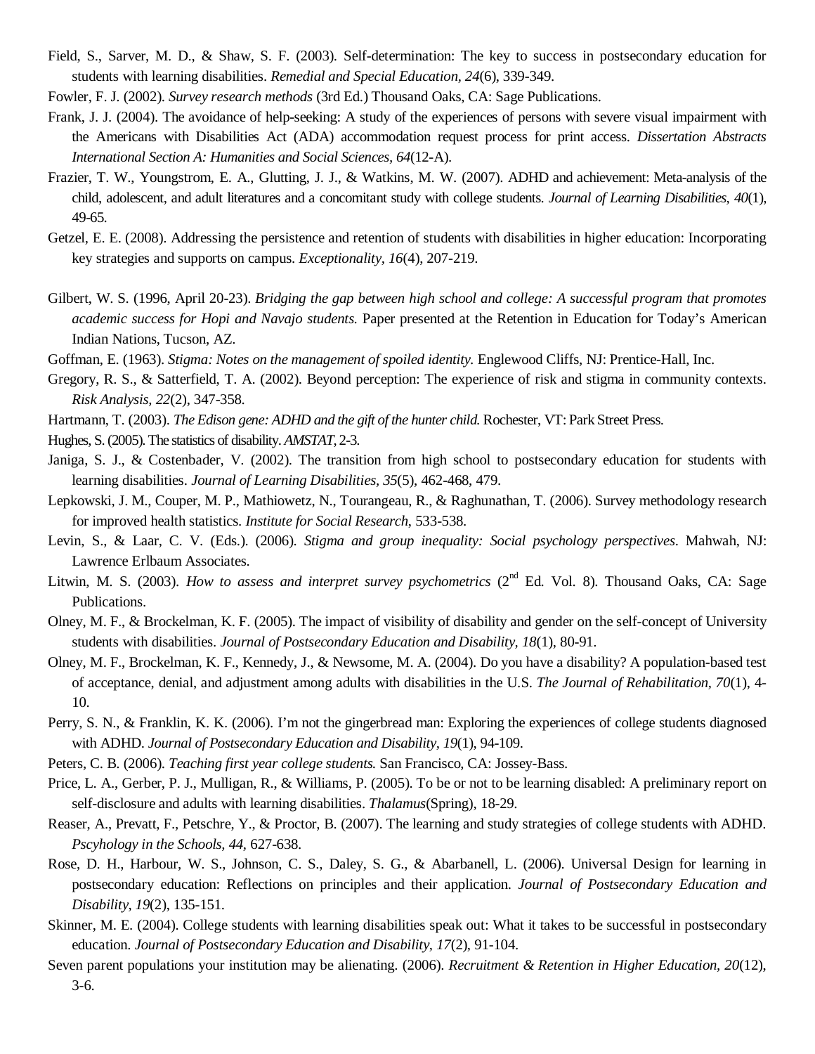Field, S., Sarver, M. D., & Shaw, S. F. (2003). Self-determination: The key to success in postsecondary education for students with learning disabilities. *Remedial and Special Education, 24*(6), 339-349.

Fowler, F. J. (2002). *Survey research methods* (3rd Ed.) Thousand Oaks, CA: Sage Publications.

Frank, J. J. (2004). The avoidance of help-seeking: A study of the experiences of persons with severe visual impairment with the Americans with Disabilities Act (ADA) accommodation request process for print access. *Dissertation Abstracts International Section A: Humanities and Social Sciences, 64*(12-A).

Frazier, T. W., Youngstrom, E. A., Glutting, J. J., & Watkins, M. W. (2007). ADHD and achievement: Meta-analysis of the child, adolescent, and adult literatures and a concomitant study with college students. *Journal of Learning Disabilities, 40*(1), 49-65.

Getzel, E. E. (2008). Addressing the persistence and retention of students with disabilities in higher education: Incorporating key strategies and supports on campus. *Exceptionality, 16*(4), 207-219.

Gilbert, W. S. (1996, April 20-23). *Bridging the gap between high school and college: A successful program that promotes academic success for Hopi and Navajo students.* Paper presented at the Retention in Education for Today's American Indian Nations, Tucson, AZ.

Goffman, E. (1963). *Stigma: Notes on the management of spoiled identity.* Englewood Cliffs, NJ: Prentice-Hall, Inc.

Gregory, R. S., & Satterfield, T. A. (2002). Beyond perception: The experience of risk and stigma in community contexts. *Risk Analysis, 22*(2), 347-358.

Hartmann, T. (2003). *The Edison gene: ADHD and the gift of the hunter child.* Rochester, VT: Park Street Press.

Hughes, S. (2005). The statistics of disability. *AMSTAT*, 2-3.

Janiga, S. J., & Costenbader, V. (2002). The transition from high school to postsecondary education for students with learning disabilities. *Journal of Learning Disabilities*, *35*(5), 462-468, 479.

Lepkowski, J. M., Couper, M. P., Mathiowetz, N., Tourangeau, R., & Raghunathan, T. (2006). Survey methodology research for improved health statistics. *Institute for Social Research*, 533-538.

Levin, S., & Laar, C. V. (Eds.). (2006). *Stigma and group inequality: Social psychology perspectives*. Mahwah, NJ: Lawrence Erlbaum Associates.

Litwin, M. S. (2003). *How to assess and interpret survey psychometrics* (2nd Ed. Vol. 8). Thousand Oaks, CA: Sage Publications.

Olney, M. F., & Brockelman, K. F. (2005). The impact of visibility of disability and gender on the self-concept of University students with disabilities. *Journal of Postsecondary Education and Disability, 18*(1), 80-91.

Olney, M. F., Brockelman, K. F., Kennedy, J., & Newsome, M. A. (2004). Do you have a disability? A population-based test of acceptance, denial, and adjustment among adults with disabilities in the U.S. *The Journal of Rehabilitation, 70*(1), 4-10.

Perry, S. N., & Franklin, K. K. (2006). I'm not the gingerbread man: Exploring the experiences of college students diagnosed with ADHD. *Journal of Postsecondary Education and Disability, 19*(1), 94-109.

Peters, C. B. (2006). *Teaching first year college students.* San Francisco, CA: Jossey-Bass.

Price, L. A., Gerber, P. J., Mulligan, R., & Williams, P. (2005). To be or not to be learning disabled: A preliminary report on self-disclosure and adults with learning disabilities. *Thalamus*(Spring), 18-29.

Reaser, A., Prevatt, F., Petschre, Y., & Proctor, B. (2007). The learning and study strategies of college students with ADHD. *Pscyhology in the Schools, 44,* 627-638.

Rose, D. H., Harbour, W. S., Johnson, C. S., Daley, S. G., & Abarbanell, L. (2006). Universal Design for learning in postsecondary education: Reflections on principles and their application. *Journal of Postsecondary Education and Disability, 19*(2), 135-151.

Skinner, M. E. (2004). College students with learning disabilities speak out: What it takes to be successful in postsecondary education. *Journal of Postsecondary Education and Disability*, *17*(2), 91-104.

Seven parent populations your institution may be alienating. (2006). *Recruitment & Retention in Higher Education, 20*(12), 3-6.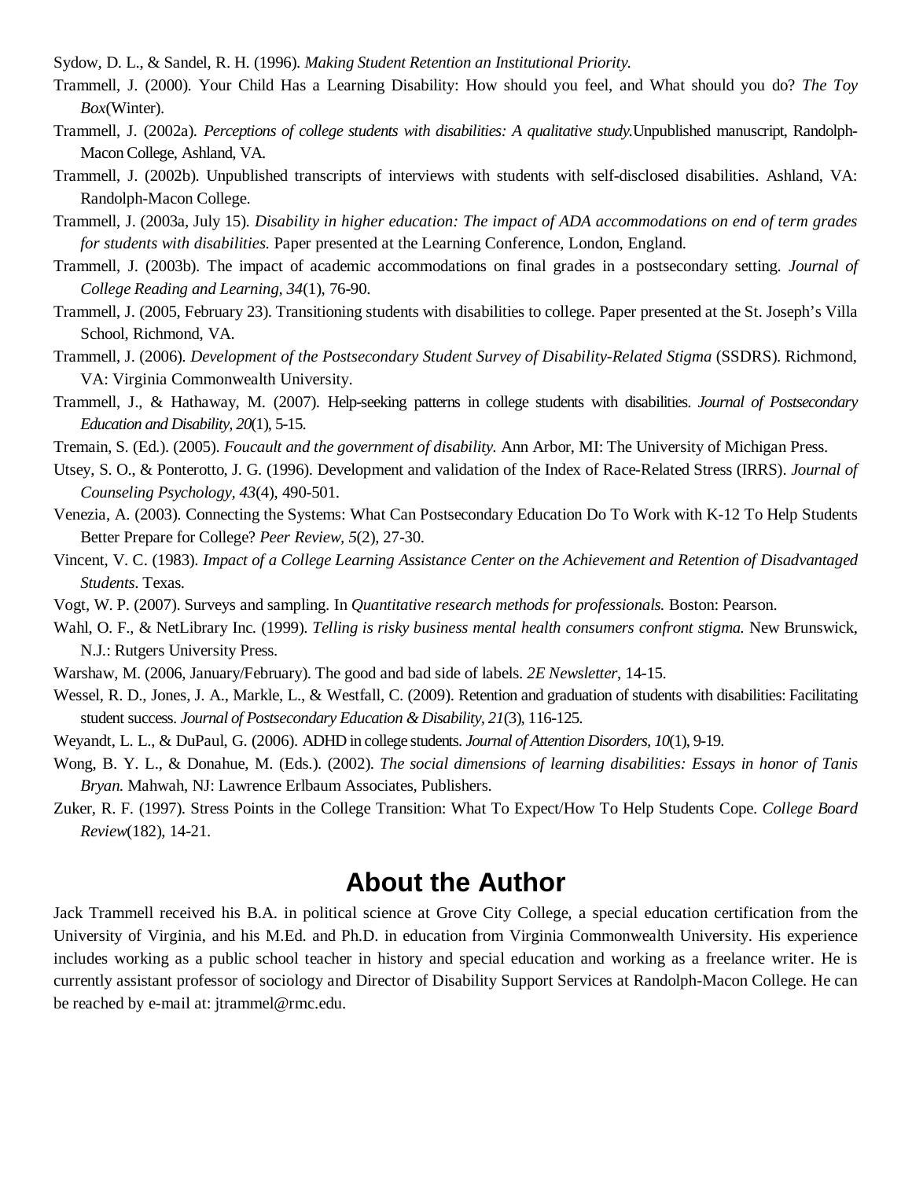Sydow, D. L., & Sandel, R. H. (1996). *Making Student Retention an Institutional Priority.*

Trammell, J. (2000). Your Child Has a Learning Disability: How should you feel, and What should you do? *The Toy Box*(Winter).

Trammell, J. (2002a). *Perceptions of college students with disabilities: A qualitative study.*Unpublished manuscript, Randolph-Macon College, Ashland, VA.

Trammell, J. (2002b). Unpublished transcripts of interviews with students with self-disclosed disabilities. Ashland, VA: Randolph-Macon College.

Trammell, J. (2003a, July 15). *Disability in higher education: The impact of ADA accommodations on end of term grades for students with disabilities.* Paper presented at the Learning Conference, London, England.

Trammell, J. (2003b). The impact of academic accommodations on final grades in a postsecondary setting. *Journal of College Reading and Learning, 34*(1), 76-90.

Trammell, J. (2005, February 23). Transitioning students with disabilities to college. Paper presented at the St. Joseph's Villa School, Richmond, VA.

Trammell, J. (2006). *Development of the Postsecondary Student Survey of Disability-Related Stigma* (SSDRS). Richmond, VA: Virginia Commonwealth University.

Trammell, J., & Hathaway, M. (2007). Help-seeking patterns in college students with disabilities. *Journal of Postsecondary Education and Disability, 20*(1), 5-15.

Tremain, S. (Ed.). (2005). *Foucault and the government of disability.* Ann Arbor, MI: The University of Michigan Press.

Utsey, S. O., & Ponterotto, J. G. (1996). Development and validation of the Index of Race-Related Stress (IRRS). *Journal of Counseling Psychology, 43*(4), 490-501.

Venezia, A. (2003). Connecting the Systems: What Can Postsecondary Education Do To Work with K-12 To Help Students Better Prepare for College? *Peer Review, 5*(2), 27-30.

Vincent, V. C. (1983). *Impact of a College Learning Assistance Center on the Achievement and Retention of Disadvantaged Students.* Texas.

Vogt, W. P. (2007). Surveys and sampling. In *Quantitative research methods for professionals.* Boston: Pearson.

Wahl, O. F., & NetLibrary Inc. (1999). *Telling is risky business mental health consumers confront stigma.* New Brunswick, N.J.: Rutgers University Press.

Warshaw, M. (2006, January/February). The good and bad side of labels. *2E Newsletter*, 14-15.

Wessel, R. D., Jones, J. A., Markle, L., & Westfall, C. (2009). Retention and graduation of students with disabilities: Facilitating student success. *Journal of Postsecondary Education & Disability, 21*(3), 116-125.

Weyandt, L. L., & DuPaul, G. (2006). ADHD in college students. *Journal of Attention Disorders, 10*(1), 9-19.

Wong, B. Y. L., & Donahue, M. (Eds.). (2002). *The social dimensions of learning disabilities: Essays in honor of Tanis Bryan.* Mahwah, NJ: Lawrence Erlbaum Associates, Publishers.

Zuker, R. F. (1997). Stress Points in the College Transition: What To Expect/How To Help Students Cope. *College Board Review*(182), 14-21.

## About the Author

Jack Trammell received his B.A. in political science at Grove City College, a special education certification from the University of Virginia, and his M.Ed. and Ph.D. in education from Virginia Commonwealth University. His experience includes working as a public school teacher in history and special education and working as a freelance writer. He is currently assistant professor of sociology and Director of Disability Support Services at Randolph-Macon College. He can be reached by e-mail at: jtrammel@rmc.edu.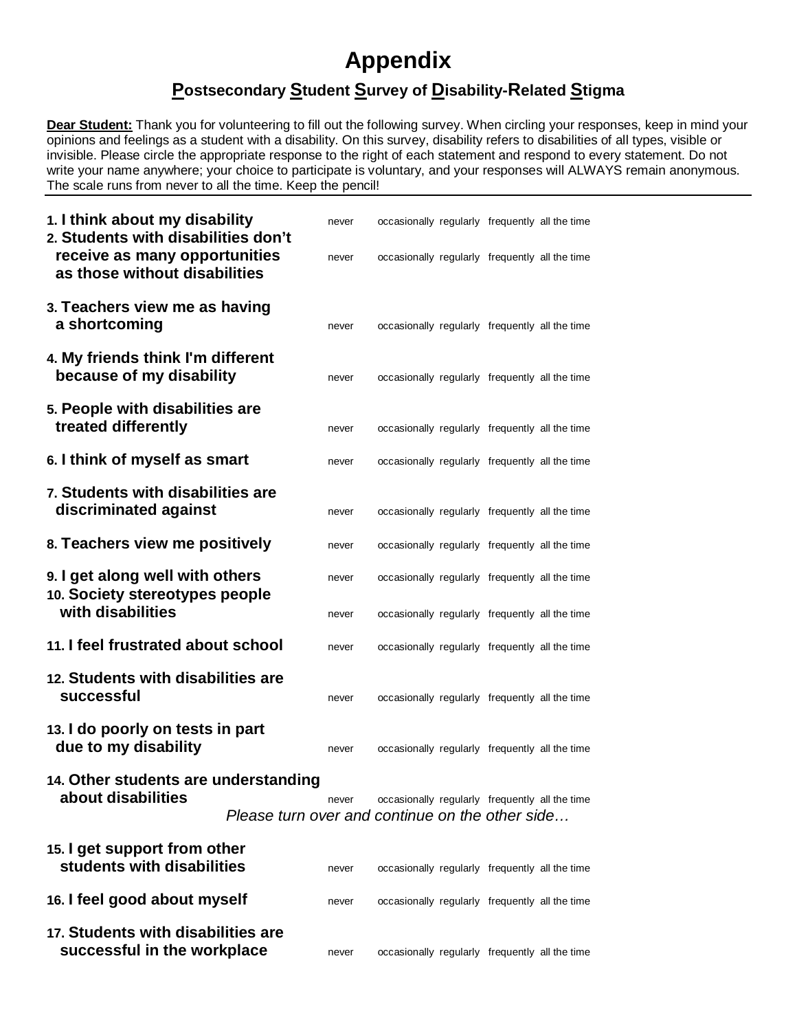# Appendix

## Postsecondary Student Survey of Disability-Related Stigma

**Dear Student:** Thank you for volunteering to fill out the following survey. When circling your responses, keep in mind your opinions and feelings as a student with a disability. On this survey, disability refers to disabilities of all types, visible or invisible. Please circle the appropriate response to the right of each statement and respond to every statement. Do not write your name anywhere; your choice to participate is voluntary, and your responses will ALWAYS remain anonymous. The scale runs from never to all the time. Keep the pencil!

| Statement | | | | | |
|---|---|---|---|---|---|
| **1. I think about my disability** | never | occasionally | regularly | frequently | all the time |
| **2. Students with disabilities don't receive as many opportunities as those without disabilities** | never | occasionally | regularly | frequently | all the time |
| **3. Teachers view me as having a shortcoming** | never | occasionally | regularly | frequently | all the time |
| **4. My friends think I'm different because of my disability** | never | occasionally | regularly | frequently | all the time |
| **5. People with disabilities are treated differently** | never | occasionally | regularly | frequently | all the time |
| **6. I think of myself as smart** | never | occasionally | regularly | frequently | all the time |
| **7. Students with disabilities are discriminated against** | never | occasionally | regularly | frequently | all the time |
| **8. Teachers view me positively** | never | occasionally | regularly | frequently | all the time |
| **9. I get along well with others** | never | occasionally | regularly | frequently | all the time |
| **10. Society stereotypes people with disabilities** | never | occasionally | regularly | frequently | all the time |
| **11. I feel frustrated about school** | never | occasionally | regularly | frequently | all the time |
| **12. Students with disabilities are successful** | never | occasionally | regularly | frequently | all the time |
| **13. I do poorly on tests in part due to my disability** | never | occasionally | regularly | frequently | all the time |
| **14. Other students are understanding about disabilities** | never | occasionally | regularly | frequently | all the time |

*Please turn over and continue on the other side…*

| Statement | | | | | |
|---|---|---|---|---|---|
| **15. I get support from other students with disabilities** | never | occasionally | regularly | frequently | all the time |
| **16. I feel good about myself** | never | occasionally | regularly | frequently | all the time |
| **17. Students with disabilities are successful in the workplace** | never | occasionally | regularly | frequently | all the time |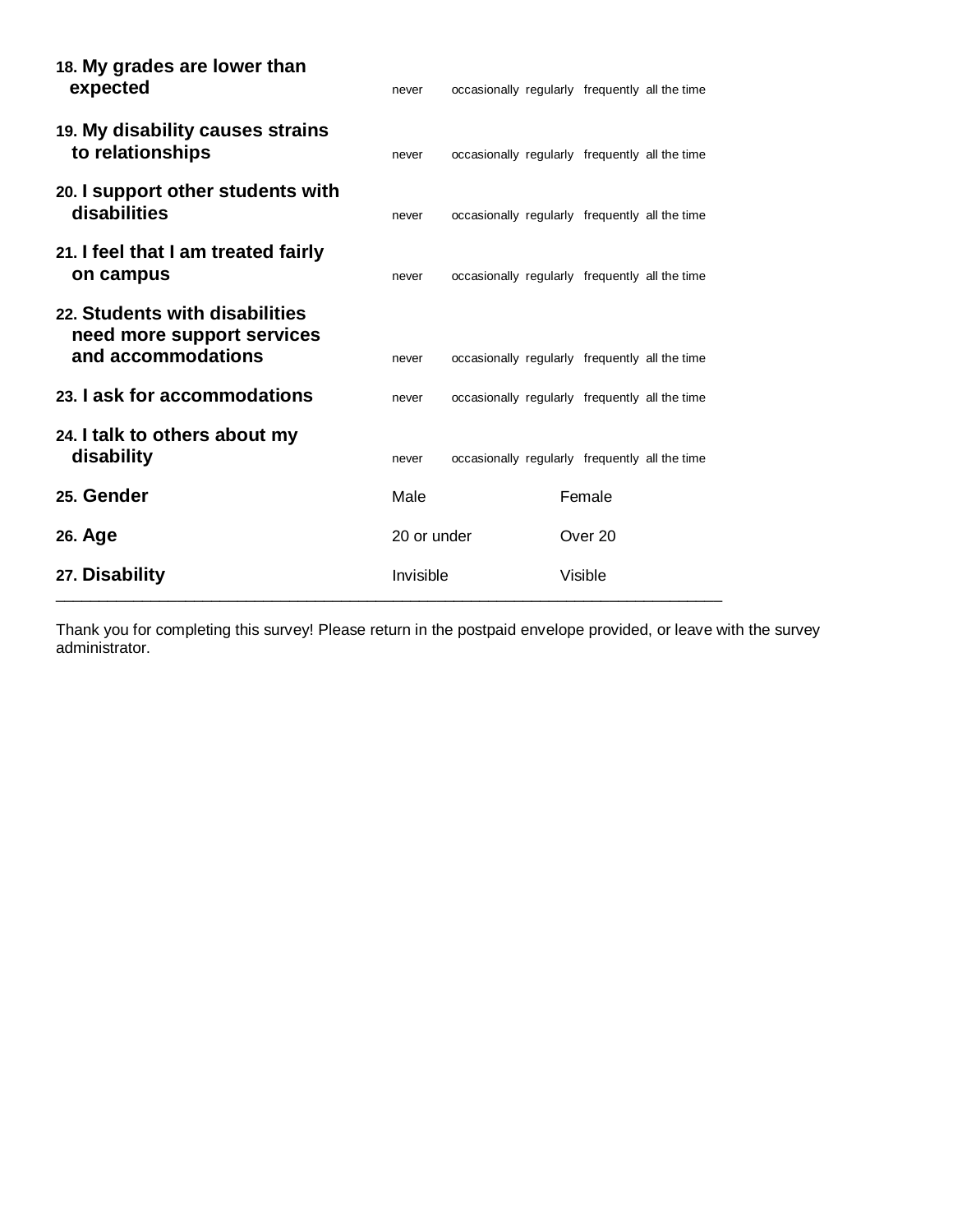| | | | | | |
|---|---|---|---|---|---|
| **18. My grades are lower than expected** | never | occasionally | regularly | frequently | all the time |
| **19. My disability causes strains to relationships** | never | occasionally | regularly | frequently | all the time |
| **20. I support other students with disabilities** | never | occasionally | regularly | frequently | all the time |
| **21. I feel that I am treated fairly on campus** | never | occasionally | regularly | frequently | all the time |
| **22. Students with disabilities need more support services and accommodations** | never | occasionally | regularly | frequently | all the time |
| **23. I ask for accommodations** | never | occasionally | regularly | frequently | all the time |
| **24. I talk to others about my disability** | never | occasionally | regularly | frequently | all the time |
| **25. Gender** | Male | | Female | | |
| **26. Age** | 20 or under | | Over 20 | | |
| **27. Disability** | Invisible | | Visible | | |

---

Thank you for completing this survey! Please return in the postpaid envelope provided, or leave with the survey administrator.